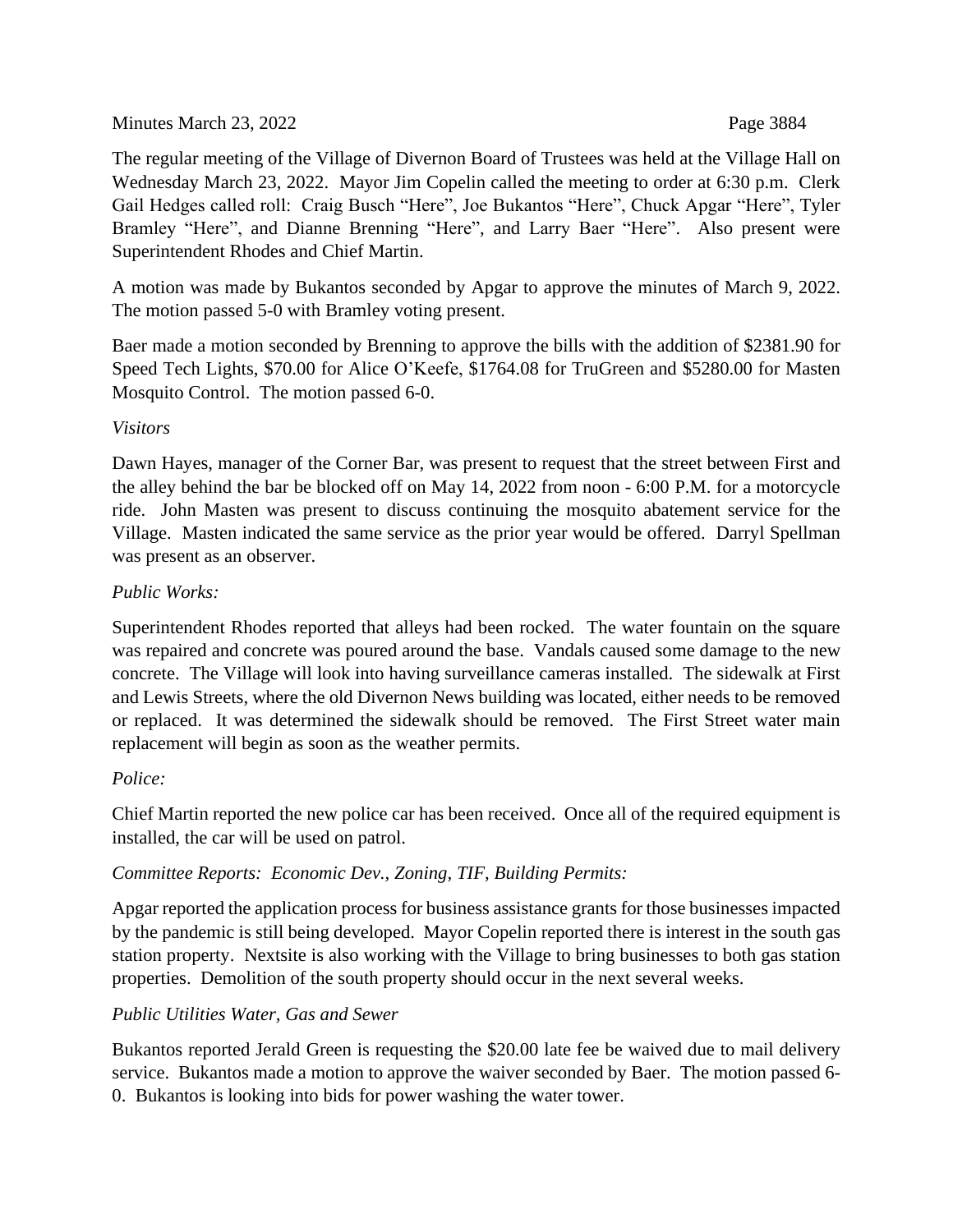The regular meeting of the Village of Divernon Board of Trustees was held at the Village Hall on Wednesday March 23, 2022. Mayor Jim Copelin called the meeting to order at 6:30 p.m. Clerk Gail Hedges called roll: Craig Busch "Here", Joe Bukantos "Here", Chuck Apgar "Here", Tyler Bramley "Here", and Dianne Brenning "Here", and Larry Baer "Here". Also present were Superintendent Rhodes and Chief Martin.

A motion was made by Bukantos seconded by Apgar to approve the minutes of March 9, 2022. The motion passed 5-0 with Bramley voting present.

Baer made a motion seconded by Brenning to approve the bills with the addition of $2381.90 for Speed Tech Lights, $70.00 for Alice O'Keefe, $1764.08 for TruGreen and $5280.00 for Masten Mosquito Control. The motion passed 6-0.

*Visitors*

Dawn Hayes, manager of the Corner Bar, was present to request that the street between First and the alley behind the bar be blocked off on May 14, 2022 from noon - 6:00 P.M. for a motorcycle ride. John Masten was present to discuss continuing the mosquito abatement service for the Village. Masten indicated the same service as the prior year would be offered. Darryl Spellman was present as an observer.

*Public Works:*

Superintendent Rhodes reported that alleys had been rocked. The water fountain on the square was repaired and concrete was poured around the base. Vandals caused some damage to the new concrete. The Village will look into having surveillance cameras installed. The sidewalk at First and Lewis Streets, where the old Divernon News building was located, either needs to be removed or replaced. It was determined the sidewalk should be removed. The First Street water main replacement will begin as soon as the weather permits.

*Police:*

Chief Martin reported the new police car has been received. Once all of the required equipment is installed, the car will be used on patrol.

*Committee Reports: Economic Dev., Zoning, TIF, Building Permits:*

Apgar reported the application process for business assistance grants for those businesses impacted by the pandemic is still being developed. Mayor Copelin reported there is interest in the south gas station property. Nextsite is also working with the Village to bring businesses to both gas station properties. Demolition of the south property should occur in the next several weeks.

*Public Utilities Water, Gas and Sewer*

Bukantos reported Jerald Green is requesting the $20.00 late fee be waived due to mail delivery service. Bukantos made a motion to approve the waiver seconded by Baer. The motion passed 6-0. Bukantos is looking into bids for power washing the water tower.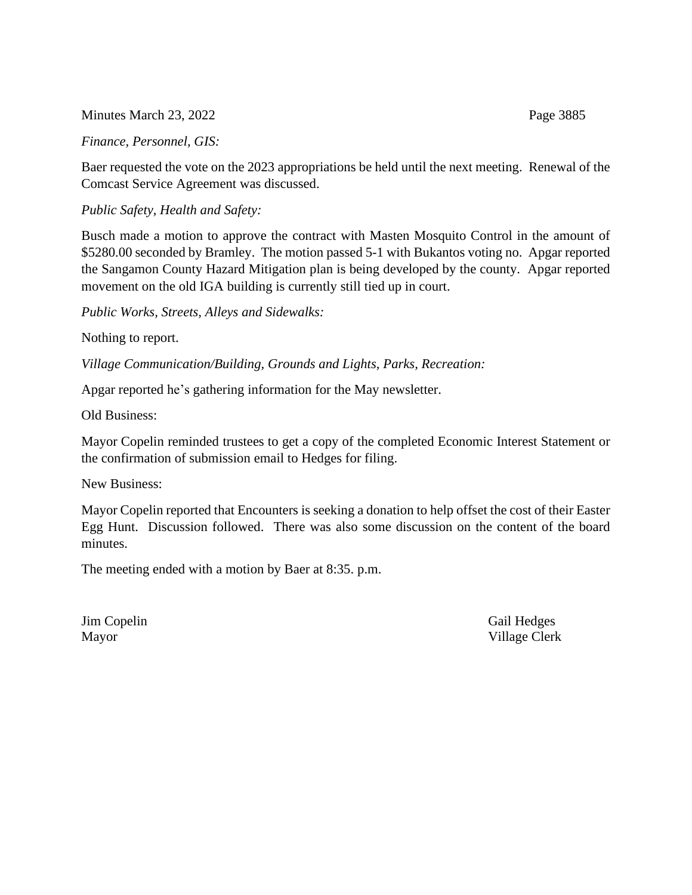*Finance, Personnel, GIS:*

Baer requested the vote on the 2023 appropriations be held until the next meeting. Renewal of the Comcast Service Agreement was discussed.

*Public Safety, Health and Safety:*

Busch made a motion to approve the contract with Masten Mosquito Control in the amount of $5280.00 seconded by Bramley. The motion passed 5-1 with Bukantos voting no. Apgar reported the Sangamon County Hazard Mitigation plan is being developed by the county. Apgar reported movement on the old IGA building is currently still tied up in court.

*Public Works, Streets, Alleys and Sidewalks:*

Nothing to report.

*Village Communication/Building, Grounds and Lights, Parks, Recreation:*

Apgar reported he's gathering information for the May newsletter.

Old Business:

Mayor Copelin reminded trustees to get a copy of the completed Economic Interest Statement or the confirmation of submission email to Hedges for filing.

New Business:

Mayor Copelin reported that Encounters is seeking a donation to help offset the cost of their Easter Egg Hunt. Discussion followed. There was also some discussion on the content of the board minutes.

The meeting ended with a motion by Baer at 8:35. p.m.

Jim Copelin
Mayor

Gail Hedges
Village Clerk